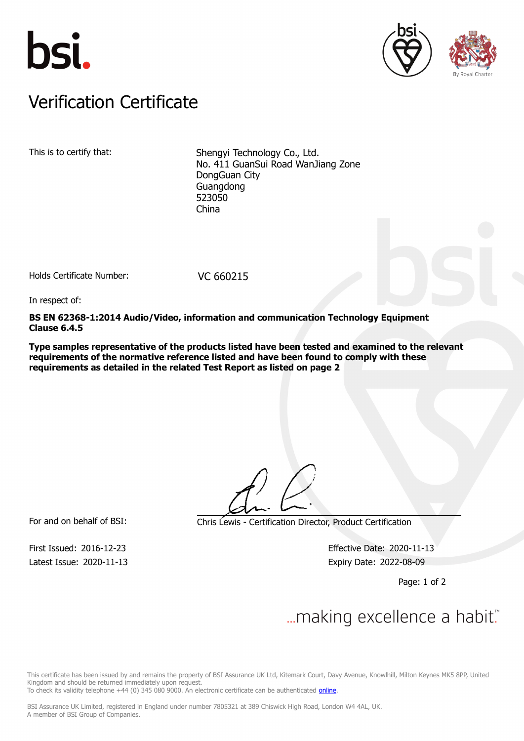# Verification Certificate

This is to certify that:

Shengyi Technology Co., Ltd.
No. 411 GuanSui Road WanJiang Zone
DongGuan City
Guangdong
523050
China

Holds Certificate Number: VC 660215

In respect of:

**BS EN 62368-1:2014 Audio/Video, information and communication Technology Equipment Clause 6.4.5**

**Type samples representative of the products listed have been tested and examined to the relevant requirements of the normative reference listed and have been found to comply with these requirements as detailed in the related Test Report as listed on page 2**

For and on behalf of BSI: Chris Lewis - Certification Director, Product Certification

First Issued: 2016-12-23
Latest Issue: 2020-11-13

Effective Date: 2020-11-13
Expiry Date: 2022-08-09

...making excellence a habit.™

This certificate has been issued by and remains the property of BSI Assurance UK Ltd, Kitemark Court, Davy Avenue, Knowlhill, Milton Keynes MK5 8PP, United Kingdom and should be returned immediately upon request.
To check its validity telephone +44 (0) 345 080 9000. An electronic certificate can be authenticated online.

BSI Assurance UK Limited, registered in England under number 7805321 at 389 Chiswick High Road, London W4 4AL, UK.
A member of BSI Group of Companies.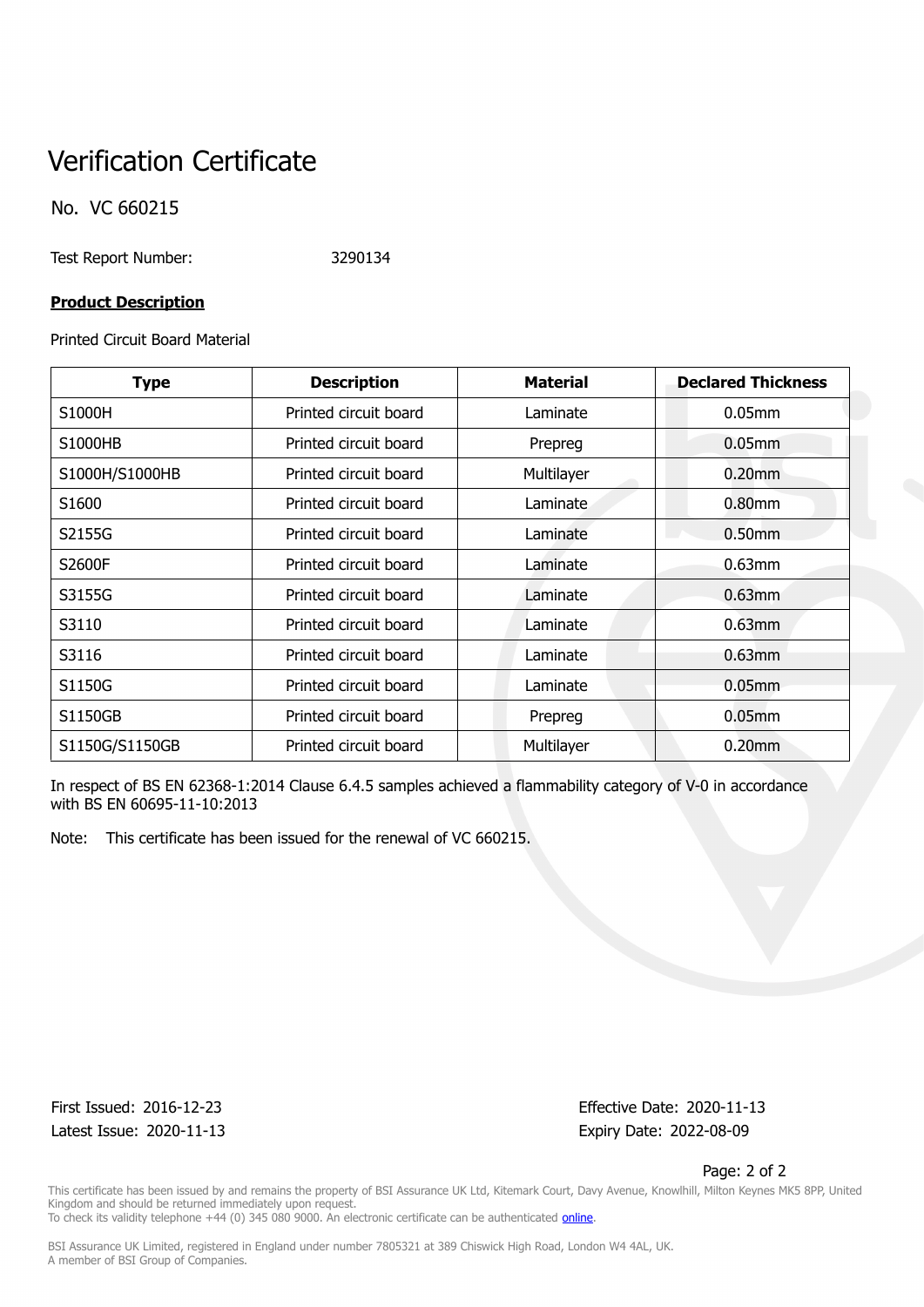# Verification Certificate

No. VC 660215

Test Report Number: 3290134

**Product Description**

Printed Circuit Board Material

| Type | Description | Material | Declared Thickness |
| --- | --- | --- | --- |
| S1000H | Printed circuit board | Laminate | 0.05mm |
| S1000HB | Printed circuit board | Prepreg | 0.05mm |
| S1000H/S1000HB | Printed circuit board | Multilayer | 0.20mm |
| S1600 | Printed circuit board | Laminate | 0.80mm |
| S2155G | Printed circuit board | Laminate | 0.50mm |
| S2600F | Printed circuit board | Laminate | 0.63mm |
| S3155G | Printed circuit board | Laminate | 0.63mm |
| S3110 | Printed circuit board | Laminate | 0.63mm |
| S3116 | Printed circuit board | Laminate | 0.63mm |
| S1150G | Printed circuit board | Laminate | 0.05mm |
| S1150GB | Printed circuit board | Prepreg | 0.05mm |
| S1150G/S1150GB | Printed circuit board | Multilayer | 0.20mm |

In respect of BS EN 62368-1:2014 Clause 6.4.5 samples achieved a flammability category of V-0 in accordance with BS EN 60695-11-10:2013

Note: This certificate has been issued for the renewal of VC 660215.

First Issued: 2016-12-23
Latest Issue: 2020-11-13

Effective Date: 2020-11-13
Expiry Date: 2022-08-09

This certificate has been issued by and remains the property of BSI Assurance UK Ltd, Kitemark Court, Davy Avenue, Knowlhill, Milton Keynes MK5 8PP, United Kingdom and should be returned immediately upon request.
To check its validity telephone +44 (0) 345 080 9000. An electronic certificate can be authenticated online.

BSI Assurance UK Limited, registered in England under number 7805321 at 389 Chiswick High Road, London W4 4AL, UK.
A member of BSI Group of Companies.